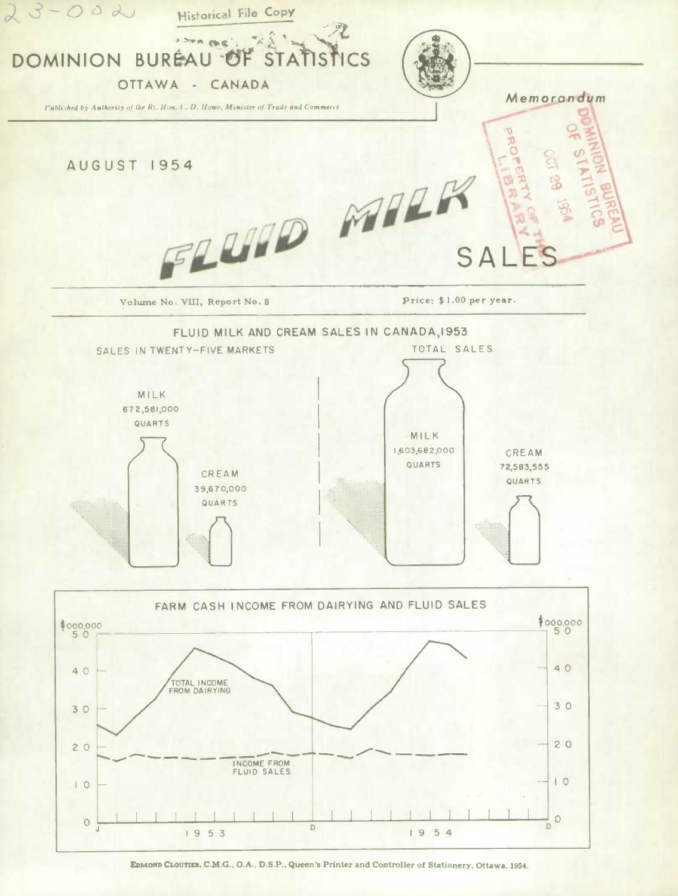23-002

Historical File Copy

# DOMINION BUREAU OF STATISTICS

OTTAWA - CANADA

*Published by Authority of the Rt. Hon. C. D. Howe, Minister of Trade and Commerce*

*Memorandum*

DOMINION BUREAU OF STATISTICS
PROPERTY OF THE LIBRARY
OCT 29 1954

AUGUST 1954

# FLUID MILK SALES

Volume No. VIII, Report No. 8

Price: $1.00 per year.

## FLUID MILK AND CREAM SALES IN CANADA, 1953

SALES IN TWENTY-FIVE MARKETS

MILK
672,581,000
QUARTS

CREAM
39,670,000
QUARTS

TOTAL SALES

MILK
1,603,682,000
QUARTS

CREAM
72,583,555
QUARTS

## FARM CASH INCOME FROM DAIRYING AND FLUID SALES

$000,000

TOTAL INCOME FROM DAIRYING

INCOME FROM FLUID SALES

1953

1954

EDMOND CLOUTIER, C.M.G., O.A., D.S.P., Queen's Printer and Controller of Stationery, Ottawa, 1954.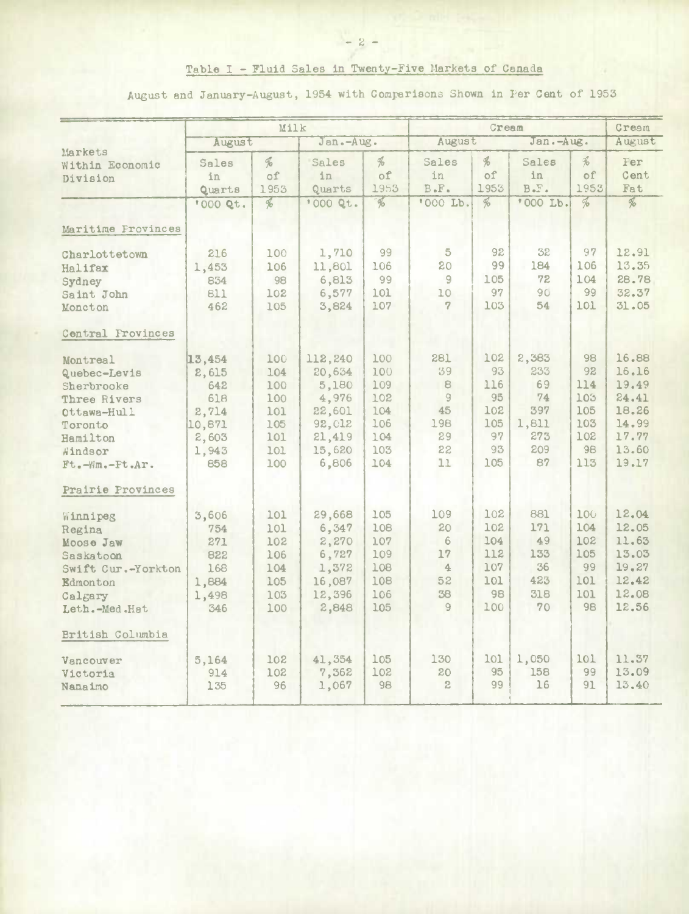## Table I - Fluid Sales in Twenty-Five Markets of Canada

August and January-August, 1954 with Comparisons Shown in Per Cent of 1953

| Markets Within Economic Division | Milk | | | | Cream | | | | Cream |
|---|---|---|---|---|---|---|---|---|---|
| | August | | Jan.-Aug. | | August | | Jan.-Aug. | | August |
| | Sales in Quarts | % of 1953 | Sales in Quarts | % of 1953 | Sales in B.F. | % of 1953 | Sales in B.F. | % of 1953 | Per Cent Fat |
| | '000 Qt. | % | '000 Qt. | % | '000 Lb. | % | '000 Lb. | % | % |
| **Maritime Provinces** | | | | | | | | | |
| Charlottetown | 216 | 100 | 1,710 | 99 | 5 | 92 | 32 | 97 | 12.91 |
| Halifax | 1,453 | 106 | 11,801 | 106 | 20 | 99 | 184 | 106 | 13.35 |
| Sydney | 834 | 98 | 6,813 | 99 | 9 | 105 | 72 | 104 | 28.78 |
| Saint John | 811 | 102 | 6,577 | 101 | 10 | 97 | 90 | 99 | 32.37 |
| Moncton | 462 | 105 | 3,824 | 107 | 7 | 103 | 54 | 101 | 31.05 |
| **Central Provinces** | | | | | | | | | |
| Montreal | 13,454 | 100 | 112,240 | 100 | 281 | 102 | 2,383 | 98 | 16.88 |
| Quebec-Levis | 2,615 | 104 | 20,634 | 100 | 39 | 93 | 233 | 92 | 16.16 |
| Sherbrooke | 642 | 100 | 5,180 | 109 | 8 | 116 | 69 | 114 | 19.49 |
| Three Rivers | 618 | 100 | 4,976 | 102 | 9 | 95 | 74 | 103 | 24.41 |
| Ottawa-Hull | 2,714 | 101 | 22,601 | 104 | 45 | 102 | 397 | 105 | 18.26 |
| Toronto | 10,871 | 105 | 92,012 | 106 | 198 | 105 | 1,811 | 103 | 14.99 |
| Hamilton | 2,603 | 101 | 21,419 | 104 | 29 | 97 | 273 | 102 | 17.77 |
| Windsor | 1,943 | 101 | 15,620 | 103 | 22 | 93 | 209 | 98 | 13.60 |
| Ft.-Wm.-Pt.Ar. | 858 | 100 | 6,806 | 104 | 11 | 105 | 87 | 113 | 19.17 |
| **Prairie Provinces** | | | | | | | | | |
| Winnipeg | 3,606 | 101 | 29,668 | 105 | 109 | 102 | 881 | 100 | 12.04 |
| Regina | 754 | 101 | 6,347 | 108 | 20 | 102 | 171 | 104 | 12.05 |
| Moose Jaw | 271 | 102 | 2,270 | 107 | 6 | 104 | 49 | 102 | 11.63 |
| Saskatoon | 822 | 106 | 6,727 | 109 | 17 | 112 | 133 | 105 | 13.03 |
| Swift Cur.-Yorkton | 168 | 104 | 1,372 | 108 | 4 | 107 | 36 | 99 | 19.27 |
| Edmonton | 1,884 | 105 | 16,087 | 108 | 52 | 101 | 423 | 101 | 12.42 |
| Calgary | 1,498 | 103 | 12,396 | 106 | 38 | 98 | 318 | 101 | 12.08 |
| Leth.-Med.Hat | 346 | 100 | 2,848 | 105 | 9 | 100 | 70 | 98 | 12.56 |
| **British Columbia** | | | | | | | | | |
| Vancouver | 5,164 | 102 | 41,354 | 105 | 130 | 101 | 1,050 | 101 | 11.37 |
| Victoria | 914 | 102 | 7,362 | 102 | 20 | 95 | 158 | 99 | 13.09 |
| Nanaimo | 135 | 96 | 1,067 | 98 | 2 | 99 | 16 | 91 | 13.40 |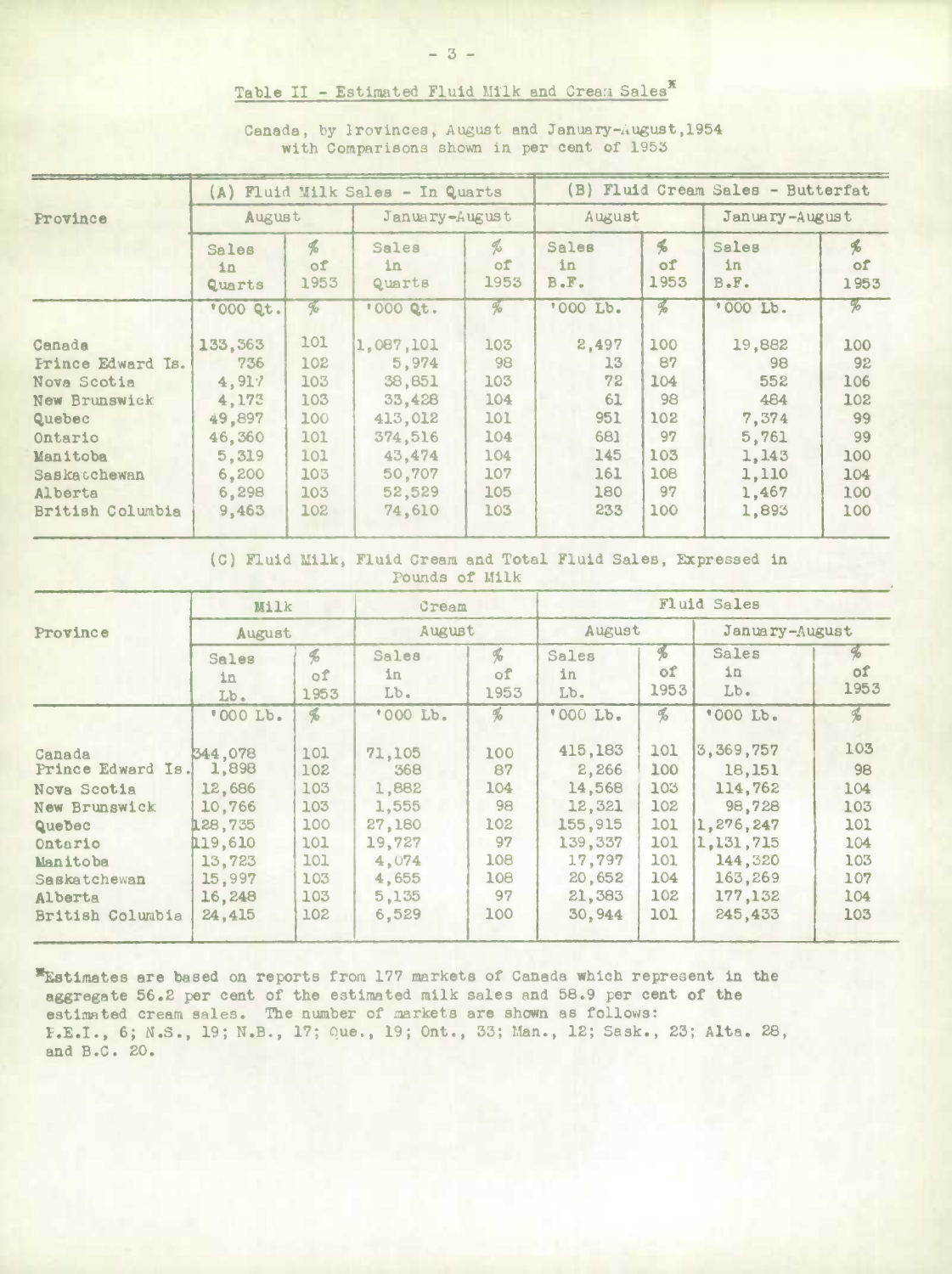## Table II - Estimated Fluid Milk and Cream Sales*

Canada, by Provinces, August and January-August, 1954 with Comparisons shown in per cent of 1953

| Province | (A) Fluid Milk Sales - In Quarts | | | | (B) Fluid Cream Sales - Butterfat | | | |
|---|---|---|---|---|---|---|---|---|
| | August | | January-August | | August | | January-August | |
| | Sales in Quarts | % of 1953 | Sales in Quarts | % of 1953 | Sales in B.F. | % of 1953 | Sales in B.F. | % of 1953 |
| | '000 Qt. | % | '000 Qt. | % | '000 Lb. | % | '000 Lb. | % |
| Canada | 133,363 | 101 | 1,087,101 | 103 | 2,497 | 100 | 19,882 | 100 |
| Prince Edward Is. | 736 | 102 | 5,974 | 98 | 13 | 87 | 98 | 92 |
| Nova Scotia | 4,917 | 103 | 38,851 | 103 | 72 | 104 | 552 | 106 |
| New Brunswick | 4,173 | 103 | 33,428 | 104 | 61 | 98 | 484 | 102 |
| Quebec | 49,897 | 100 | 413,012 | 101 | 951 | 102 | 7,374 | 99 |
| Ontario | 46,360 | 101 | 374,516 | 104 | 681 | 97 | 5,761 | 99 |
| Manitoba | 5,319 | 101 | 43,474 | 104 | 145 | 103 | 1,143 | 100 |
| Saskatchewan | 6,200 | 103 | 50,707 | 107 | 161 | 108 | 1,110 | 104 |
| Alberta | 6,298 | 103 | 52,529 | 105 | 180 | 97 | 1,467 | 100 |
| British Columbia | 9,463 | 102 | 74,610 | 103 | 233 | 100 | 1,893 | 100 |

(C) Fluid Milk, Fluid Cream and Total Fluid Sales, Expressed in Pounds of Milk

| Province | Milk | | Cream | | Fluid Sales | | | |
|---|---|---|---|---|---|---|---|---|
| | August | | August | | August | | January-August | |
| | Sales in Lb. | % of 1953 | Sales in Lb. | % of 1953 | Sales in Lb. | % of 1953 | Sales in Lb. | % of 1953 |
| | '000 Lb. | % | '000 Lb. | % | '000 Lb. | % | '000 Lb. | % |
| Canada | 344,078 | 101 | 71,105 | 100 | 415,183 | 101 | 3,369,757 | 103 |
| Prince Edward Is. | 1,898 | 102 | 368 | 87 | 2,266 | 100 | 18,151 | 98 |
| Nova Scotia | 12,686 | 103 | 1,882 | 104 | 14,568 | 103 | 114,762 | 104 |
| New Brunswick | 10,766 | 103 | 1,555 | 98 | 12,321 | 102 | 98,728 | 103 |
| Quebec | 128,735 | 100 | 27,180 | 102 | 155,915 | 101 | 1,276,247 | 101 |
| Ontario | 119,610 | 101 | 19,727 | 97 | 139,337 | 101 | 1,131,715 | 104 |
| Manitoba | 13,723 | 101 | 4,074 | 108 | 17,797 | 101 | 144,320 | 103 |
| Saskatchewan | 15,997 | 103 | 4,655 | 108 | 20,652 | 104 | 163,269 | 107 |
| Alberta | 16,248 | 103 | 5,135 | 97 | 21,383 | 102 | 177,132 | 104 |
| British Columbia | 24,415 | 102 | 6,529 | 100 | 30,944 | 101 | 245,433 | 103 |

*Estimates are based on reports from 177 markets of Canada which represent in the aggregate 56.2 per cent of the estimated milk sales and 58.9 per cent of the estimated cream sales. The number of markets are shown as follows: P.E.I., 6; N.S., 19; N.B., 17; Que., 19; Ont., 33; Man., 12; Sask., 23; Alta. 28, and B.C. 20.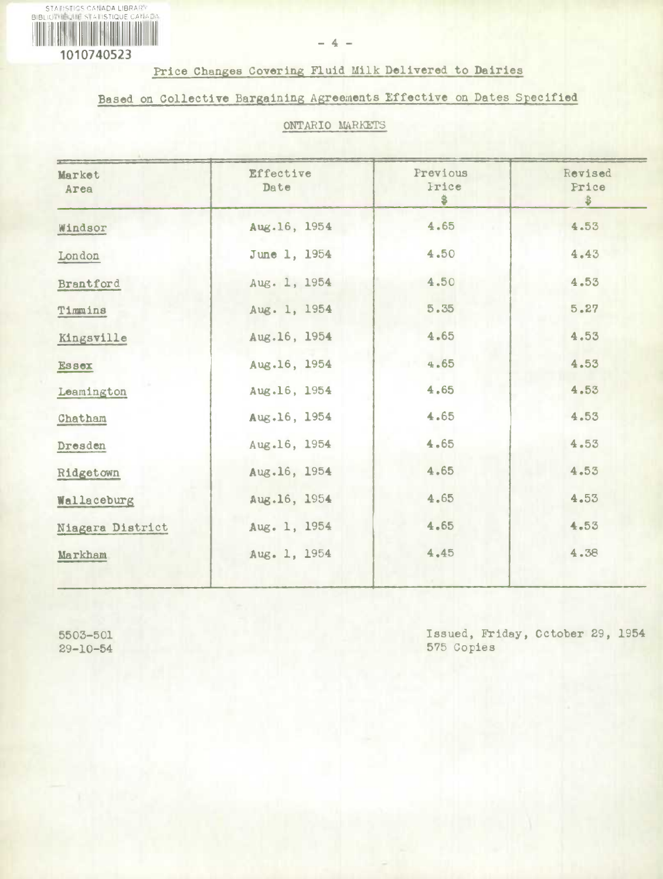## Price Changes Covering Fluid Milk Delivered to Dairies

### Based on Collective Bargaining Agreements Effective on Dates Specified

#### ONTARIO MARKETS

| Market Area | Effective Date | Previous Price $ | Revised Price $ |
|---|---|---|---|
| Windsor | Aug.16, 1954 | 4.65 | 4.53 |
| London | June 1, 1954 | 4.50 | 4.43 |
| Brantford | Aug. 1, 1954 | 4.50 | 4.53 |
| Timmins | Aug. 1, 1954 | 5.35 | 5.27 |
| Kingsville | Aug.16, 1954 | 4.65 | 4.53 |
| Essex | Aug.16, 1954 | 4.65 | 4.53 |
| Leamington | Aug.16, 1954 | 4.65 | 4.53 |
| Chatham | Aug.16, 1954 | 4.65 | 4.53 |
| Dresden | Aug.16, 1954 | 4.65 | 4.53 |
| Ridgetown | Aug.16, 1954 | 4.65 | 4.53 |
| Wallaceburg | Aug.16, 1954 | 4.65 | 4.53 |
| Niagara District | Aug. 1, 1954 | 4.65 | 4.53 |
| Markham | Aug. 1, 1954 | 4.45 | 4.38 |

5503-501
29-10-54

Issued, Friday, October 29, 1954
575 Copies